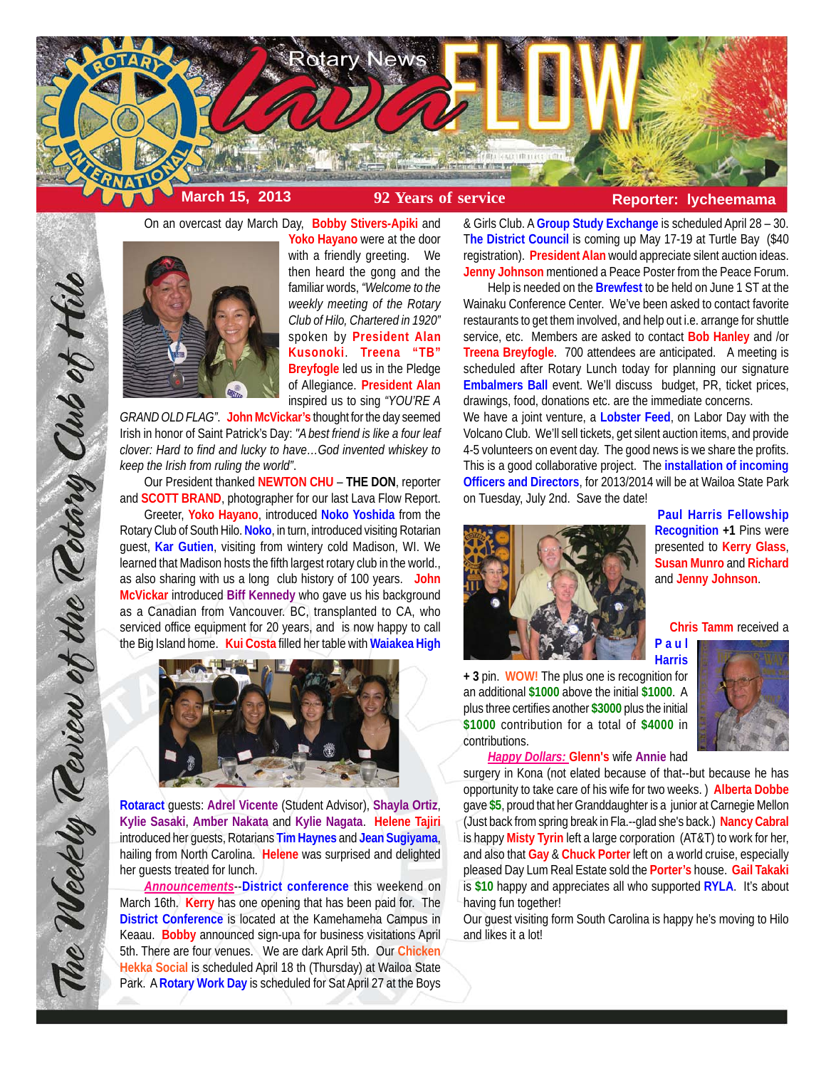# Rotary News lava FLOW

**March 15, 2013** — **92 Years of service** — **Reporter: lycheemama**

*The Weekly Review of the Rotary Club of Hilo*

On an overcast day March Day, **Bobby Stivers-Apiki** and **Yoko Hayano** were at the door with a friendly greeting. We then heard the gong and the familiar words, *"Welcome to the weekly meeting of the Rotary Club of Hilo, Chartered in 1920"* spoken by **President Alan Kusonoki**. **Treena "TB" Breyfogle** led us in the Pledge of Allegiance. **President Alan** inspired us to sing *"YOU'RE A GRAND OLD FLAG"*. **John McVickar's** thought for the day seemed Irish in honor of Saint Patrick's Day: *"A best friend is like a four leaf clover: Hard to find and lucky to have…God invented whiskey to keep the Irish from ruling the world"*.

Our President thanked **NEWTON CHU** – **THE DON**, reporter and **SCOTT BRAND**, photographer for our last Lava Flow Report.

Greeter, **Yoko Hayano**, introduced **Noko Yoshida** from the Rotary Club of South Hilo. **Noko**, in turn, introduced visiting Rotarian guest, **Kar Gutien**, visiting from wintery cold Madison, WI. We learned that Madison hosts the fifth largest rotary club in the world., as also sharing with us a long club history of 100 years. **John McVickar** introduced **Biff Kennedy** who gave us his background as a Canadian from Vancouver. BC, transplanted to CA, who serviced office equipment for 20 years, and is now happy to call the Big Island home. **Kui Costa** filled her table with **Waiakea High**

**Rotaract** guests: **Adrel Vicente** (Student Advisor), **Shayla Ortiz**, **Kylie Sasaki**, **Amber Nakata** and **Kylie Nagata**. **Helene Tajiri** introduced her guests, Rotarians **Tim Haynes** and **Jean Sugiyama**, hailing from North Carolina. **Helene** was surprised and delighted her guests treated for lunch.

***Announcements***--**District conference** this weekend on March 16th. **Kerry** has one opening that has been paid for. The **District Conference** is located at the Kamehameha Campus in Keaau. **Bobby** announced sign-upa for business visitations April 5th. There are four venues. We are dark April 5th. Our **Chicken Hekka Social** is scheduled April 18 th (Thursday) at Wailoa State Park. A **Rotary Work Day** is scheduled for Sat April 27 at the Boys & Girls Club. A **Group Study Exchange** is scheduled April 28 – 30. The **District Council** is coming up May 17-19 at Turtle Bay ($40 registration). **President Alan** would appreciate silent auction ideas. **Jenny Johnson** mentioned a Peace Poster from the Peace Forum.

Help is needed on the **Brewfest** to be held on June 1 ST at the Wainaku Conference Center. We've been asked to contact favorite restaurants to get them involved, and help out i.e. arrange for shuttle service, etc. Members are asked to contact **Bob Hanley** and /or **Treena Breyfogle**. 700 attendees are anticipated. A meeting is scheduled after Rotary Lunch today for planning our signature **Embalmers Ball** event. We'll discuss budget, PR, ticket prices, drawings, food, donations etc. are the immediate concerns.

We have a joint venture, a **Lobster Feed**, on Labor Day with the Volcano Club. We'll sell tickets, get silent auction items, and provide 4-5 volunteers on event day. The good news is we share the profits. This is a good collaborative project. The **installation of incoming Officers and Directors**, for 2013/2014 will be at Wailoa State Park on Tuesday, July 2nd. Save the date!

**Paul Harris Fellowship Recognition +1** Pins were presented to **Kerry Glass**, **Susan Munro** and **Richard** and **Jenny Johnson**.

**Chris Tamm** received a **Paul Harris + 3** pin. **WOW!** The plus one is recognition for an additional **$1000** above the initial **$1000**. A plus three certifies another **$3000** plus the initial **$1000** contribution for a total of **$4000** in contributions.

***Happy Dollars:*** **Glenn's** wife **Annie** had surgery in Kona (not elated because of that--but because he has opportunity to take care of his wife for two weeks. ) **Alberta Dobbe** gave **$5**, proud that her Granddaughter is a junior at Carnegie Mellon (Just back from spring break in Fla.--glad she's back.) **Nancy Cabral** is happy **Misty Tyrin** left a large corporation (AT&T) to work for her, and also that **Gay** & **Chuck Porter** left on a world cruise, especially pleased Day Lum Real Estate sold the **Porter's** house. **Gail Takaki** is **$10** happy and appreciates all who supported **RYLA**. It's about having fun together!

Our guest visiting form South Carolina is happy he's moving to Hilo and likes it a lot!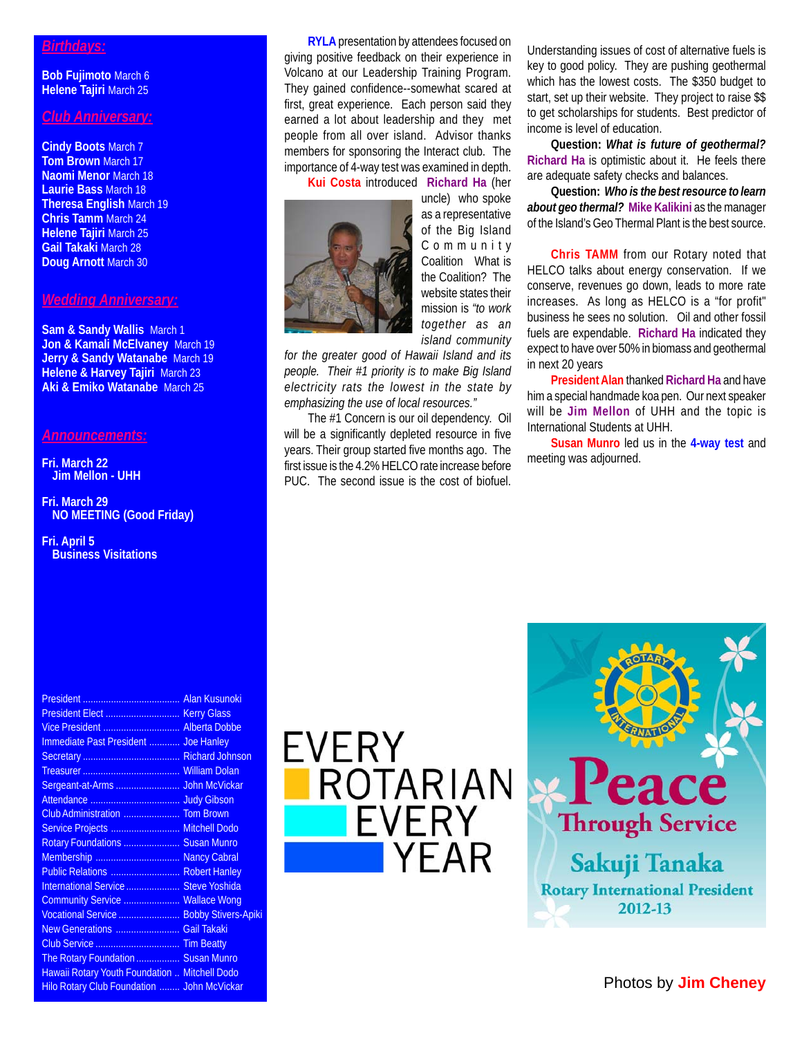## Birthdays:

**Bob Fujimoto** March 6
**Helene Tajiri** March 25

## Club Anniversary:

**Cindy Boots** March 7
**Tom Brown** March 17
**Naomi Menor** March 18
**Laurie Bass** March 18
**Theresa English** March 19
**Chris Tamm** March 24
**Helene Tajiri** March 25
**Gail Takaki** March 28
**Doug Arnott** March 30

## Wedding Anniversary:

**Sam & Sandy Wallis** March 1
**Jon & Kamali McElvaney** March 19
**Jerry & Sandy Watanabe** March 19
**Helene & Harvey Tajiri** March 23
**Aki & Emiko Watanabe** March 25

## Announcements:

**Fri. March 22**
**Jim Mellon - UHH**

**Fri. March 29**
**NO MEETING (Good Friday)**

**Fri. April 5**
**Business Visitations**

| | |
|---|---|
| President | Alan Kusunoki |
| President Elect | Kerry Glass |
| Vice President | Alberta Dobbe |
| Immediate Past President | Joe Hanley |
| Secretary | Richard Johnson |
| Treasurer | William Dolan |
| Sergeant-at-Arms | John McVickar |
| Attendance | Judy Gibson |
| Club Administration | Tom Brown |
| Service Projects | Mitchell Dodo |
| Rotary Foundations | Susan Munro |
| Membership | Nancy Cabral |
| Public Relations | Robert Hanley |
| International Service | Steve Yoshida |
| Community Service | Wallace Wong |
| Vocational Service | Bobby Stivers-Apiki |
| New Generations | Gail Takaki |
| Club Service | Tim Beatty |
| The Rotary Foundation | Susan Munro |
| Hawaii Rotary Youth Foundation | Mitchell Dodo |
| Hilo Rotary Club Foundation | John McVickar |

**RYLA** presentation by attendees focused on giving positive feedback on their experience in Volcano at our Leadership Training Program. They gained confidence--somewhat scared at first, great experience. Each person said they earned a lot about leadership and they met people from all over island. Advisor thanks members for sponsoring the Interact club. The importance of 4-way test was examined in depth.

**Kui Costa** introduced **Richard Ha** (her uncle) who spoke as a representative of the Big Island Community Coalition What is the Coalition? The website states their mission is *"to work together as an island community for the greater good of Hawaii Island and its people. Their #1 priority is to make Big Island electricity rats the lowest in the state by emphasizing the use of local resources."*

The #1 Concern is our oil dependency. Oil will be a significantly depleted resource in five years. Their group started five months ago. The first issue is the 4.2% HELCO rate increase before PUC. The second issue is the cost of biofuel. Understanding issues of cost of alternative fuels is key to good policy. They are pushing geothermal which has the lowest costs. The $350 budget to start, set up their website. They project to raise $$ to get scholarships for students. Best predictor of income is level of education.

**Question:** ***What is future of geothermal?*** **Richard Ha** is optimistic about it. He feels there are adequate safety checks and balances.

**Question:** ***Who is the best resource to learn about geo thermal?*** **Mike Kalikini** as the manager of the Island's Geo Thermal Plant is the best source.

**Chris TAMM** from our Rotary noted that HELCO talks about energy conservation. If we conserve, revenues go down, leads to more rate increases. As long as HELCO is a "for profit" business he sees no solution. Oil and other fossil fuels are expendable. **Richard Ha** indicated they expect to have over 50% in biomass and geothermal in next 20 years

**President Alan** thanked **Richard Ha** and have him a special handmade koa pen. Our next speaker will be **Jim Mellon** of UHH and the topic is International Students at UHH.

**Susan Munro** led us in the **4-way test** and meeting was adjourned.

EVERY ROTARIAN EVERY YEAR

Peace Through Service
Sakuji Tanaka
Rotary International President
2012-13

Photos by **Jim Cheney**